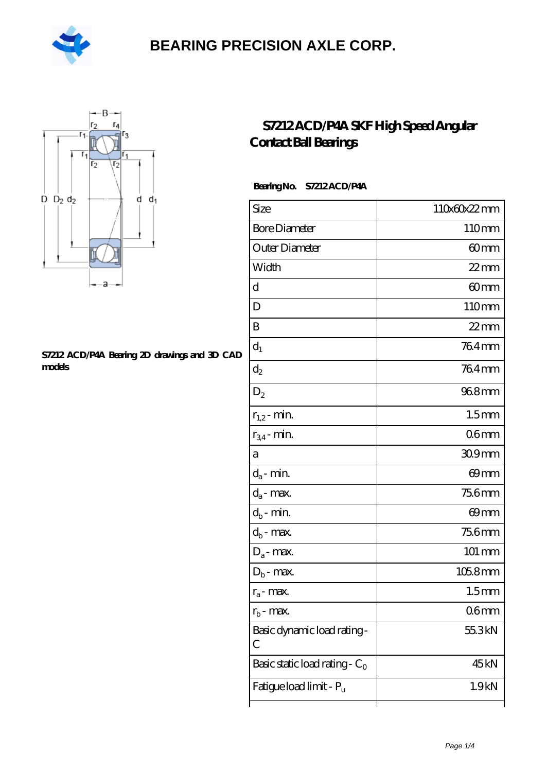# BEARING PRECISION AXLE CORP.

## S7212 ACD/P4A SKF High Speed Angular Contact Ball Bearings

**S7212 ACD/P4A Bearing 2D drawings and 3D CAD models**

**Bearing No.** **S7212 ACD/P4A**

| Size | 110x60x22 mm |
|---|---|
| Bore Diameter | 110 mm |
| Outer Diameter | 60 mm |
| Width | 22 mm |
| d | 60 mm |
| D | 110 mm |
| B | 22 mm |
| $d_1$ | 76.4 mm |
| $d_2$ | 76.4 mm |
| $D_2$ | 96.8 mm |
| $r_{1,2}$ - min. | 1.5 mm |
| $r_{3,4}$ - min. | 0.6 mm |
| a | 30.9 mm |
| $d_a$ - min. | 69 mm |
| $d_a$ - max. | 75.6 mm |
| $d_b$ - min. | 69 mm |
| $d_b$ - max. | 75.6 mm |
| $D_a$ - max. | 101 mm |
| $D_b$ - max. | 105.8 mm |
| $r_a$ - max. | 1.5 mm |
| $r_b$ - max. | 0.6 mm |
| Basic dynamic load rating - C | 55.3 kN |
| Basic static load rating - $C_0$ | 45 kN |
| Fatigue load limit - $P_u$ | 1.9 kN |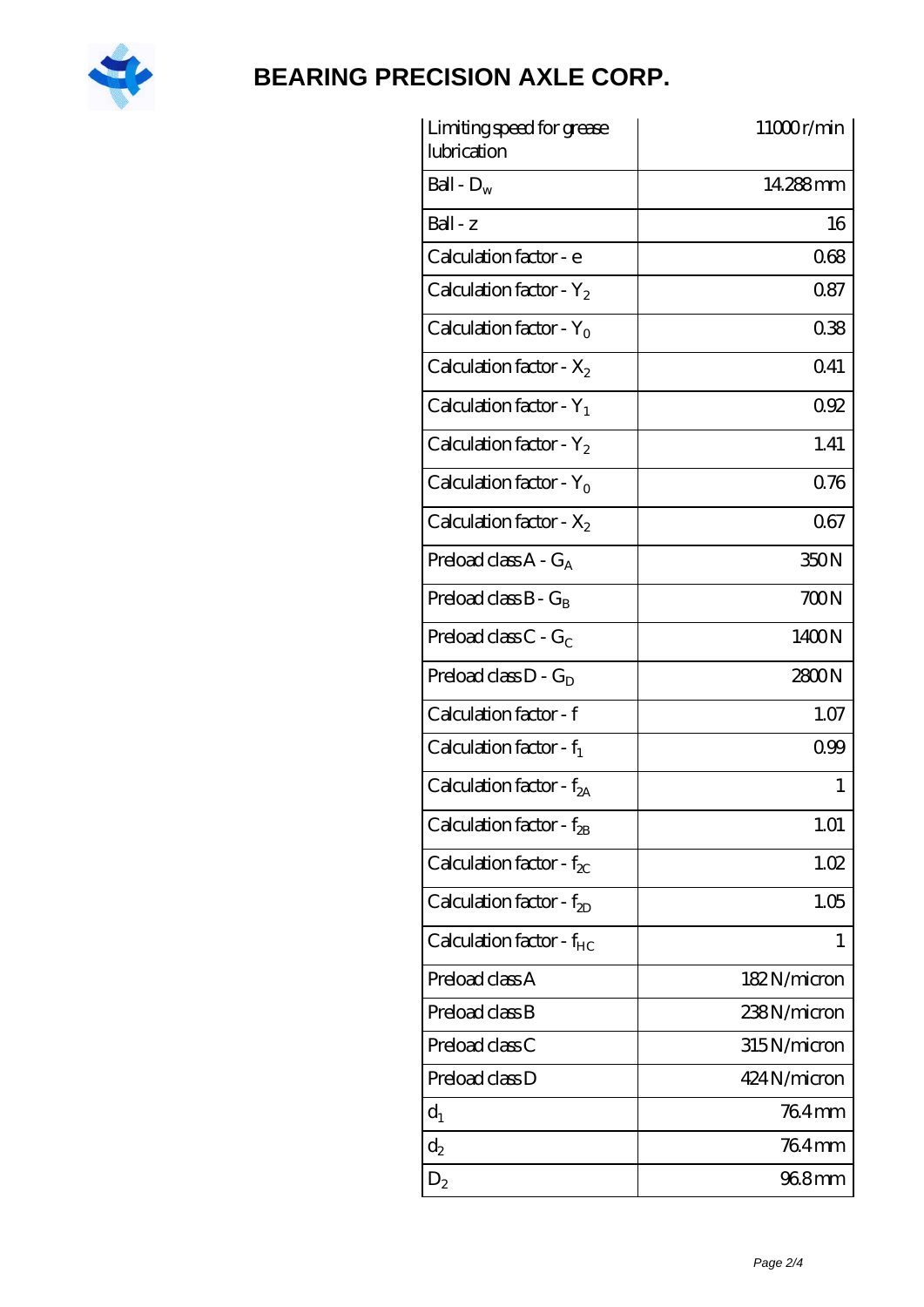| Limiting speed for grease lubrication | 11000 r/min |
| --- | --- |
| Ball - $D_w$ | 14.288 mm |
| Ball - z | 16 |
| Calculation factor - e | 0.68 |
| Calculation factor - $Y_2$ | 0.87 |
| Calculation factor - $Y_0$ | 0.38 |
| Calculation factor - $X_2$ | 0.41 |
| Calculation factor - $Y_1$ | 0.92 |
| Calculation factor - $Y_2$ | 1.41 |
| Calculation factor - $Y_0$ | 0.76 |
| Calculation factor - $X_2$ | 0.67 |
| Preload class A - $G_A$ | 350 N |
| Preload class B - $G_B$ | 700 N |
| Preload class C - $G_C$ | 1400 N |
| Preload class D - $G_D$ | 2800 N |
| Calculation factor - f | 1.07 |
| Calculation factor - $f_1$ | 0.99 |
| Calculation factor - $f_{2A}$ | 1 |
| Calculation factor - $f_{2B}$ | 1.01 |
| Calculation factor - $f_{2C}$ | 1.02 |
| Calculation factor - $f_{2D}$ | 1.05 |
| Calculation factor - $f_{HC}$ | 1 |
| Preload class A | 182 N/micron |
| Preload class B | 238 N/micron |
| Preload class C | 315 N/micron |
| Preload class D | 424 N/micron |
| $d_1$ | 76.4 mm |
| $d_2$ | 76.4 mm |
| $D_2$ | 96.8 mm |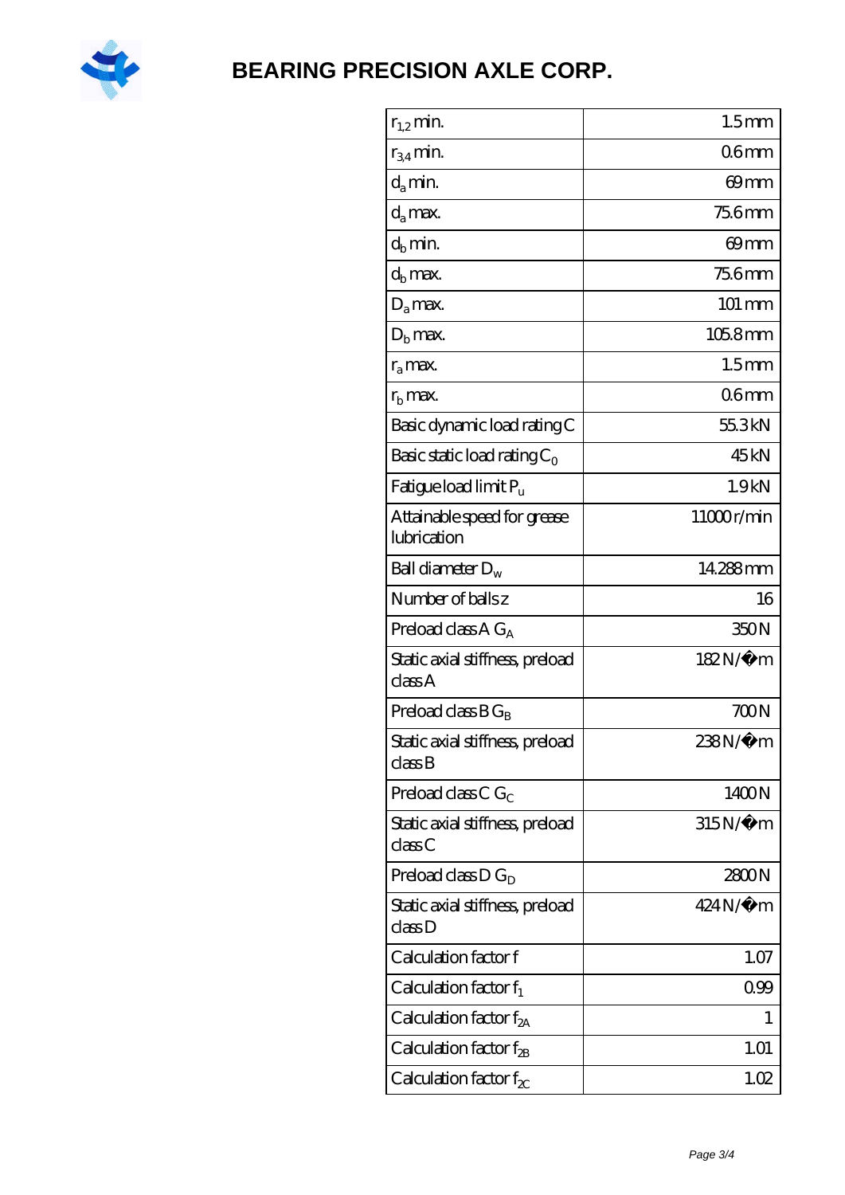| | |
|---|---|
| $r_{1,2}$ min. | 1.5 mm |
| $r_{3,4}$ min. | 0.6 mm |
| $d_a$ min. | 69 mm |
| $d_a$ max. | 75.6 mm |
| $d_b$ min. | 69 mm |
| $d_b$ max. | 75.6 mm |
| $D_a$ max. | 101 mm |
| $D_b$ max. | 105.8 mm |
| $r_a$ max. | 1.5 mm |
| $r_b$ max. | 0.6 mm |
| Basic dynamic load rating C | 55.3 kN |
| Basic static load rating $C_0$ | 45 kN |
| Fatigue load limit $P_u$ | 1.9 kN |
| Attainable speed for grease lubrication | 11000 r/min |
| Ball diameter $D_w$ | 14.288 mm |
| Number of balls z | 16 |
| Preload class A $G_A$ | 350 N |
| Static axial stiffness, preload class A | 182 N/µm |
| Preload class B $G_B$ | 700 N |
| Static axial stiffness, preload class B | 238 N/µm |
| Preload class C $G_C$ | 1400 N |
| Static axial stiffness, preload class C | 315 N/µm |
| Preload class D $G_D$ | 2800 N |
| Static axial stiffness, preload class D | 424 N/µm |
| Calculation factor f | 1.07 |
| Calculation factor $f_1$ | 0.99 |
| Calculation factor $f_{2A}$ | 1 |
| Calculation factor $f_{2B}$ | 1.01 |
| Calculation factor $f_{2C}$ | 1.02 |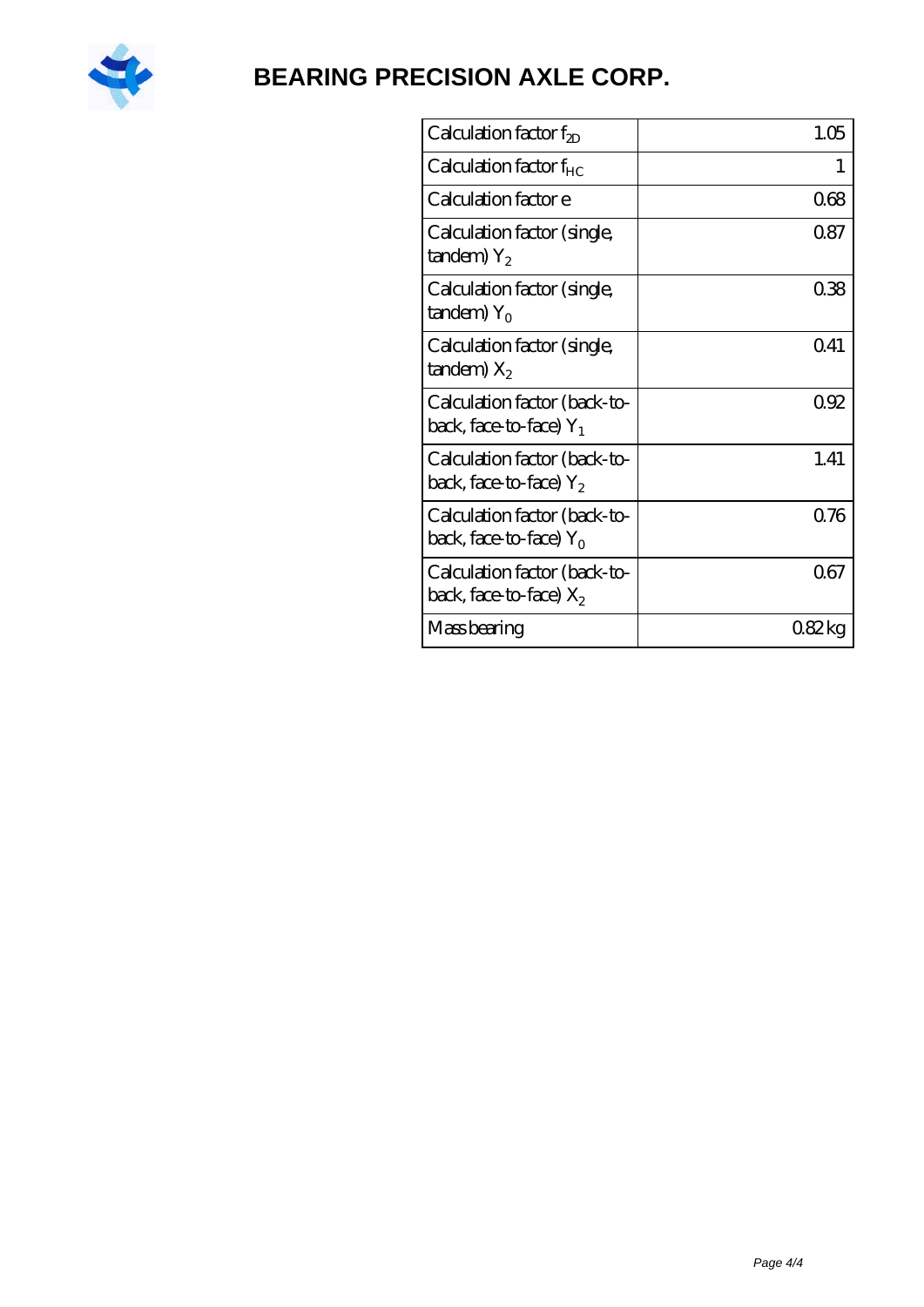# BEARING PRECISION AXLE CORP.

| | |
|---|---|
| Calculation factor $f_{2D}$ | 1.05 |
| Calculation factor $f_{HC}$ | 1 |
| Calculation factor e | 0.68 |
| Calculation factor (single, tandem) $Y_2$ | 0.87 |
| Calculation factor (single, tandem) $Y_0$ | 0.38 |
| Calculation factor (single, tandem) $X_2$ | 0.41 |
| Calculation factor (back-to-back, face-to-face) $Y_1$ | 0.92 |
| Calculation factor (back-to-back, face-to-face) $Y_2$ | 1.41 |
| Calculation factor (back-to-back, face-to-face) $Y_0$ | 0.76 |
| Calculation factor (back-to-back, face-to-face) $X_2$ | 0.67 |
| Mass bearing | 0.82 kg |